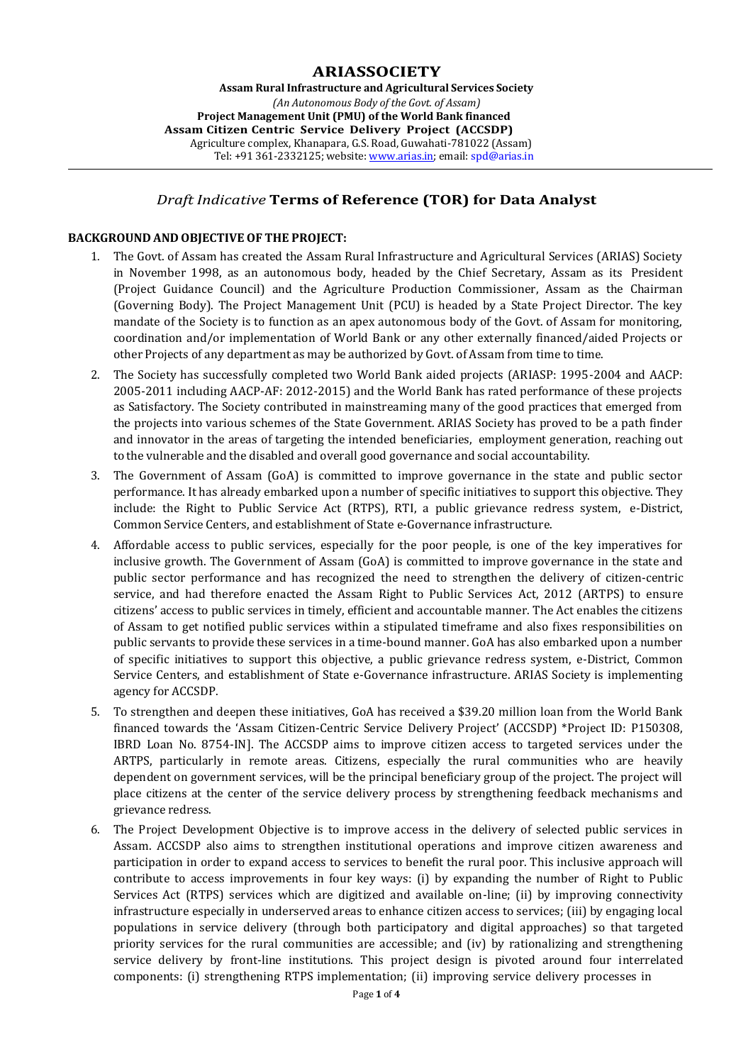# ARIASSOCIETY

**Assam Rural Infrastructure and Agricultural Services Society**

*(An Autonomous Body of the Govt. of Assam)*

**Project Management Unit (PMU) of the World Bank financed**

**Assam Citizen Centric Service Delivery Project (ACCSDP)**

Agriculture complex, Khanapara, G.S. Road, Guwahati-781022 (Assam)

Tel: +91 361-2332125; website: www.arias.in; email: spd@arias.in

## *Draft Indicative* Terms of Reference (TOR) for Data Analyst

**BACKGROUND AND OBJECTIVE OF THE PROJECT:**

1. The Govt. of Assam has created the Assam Rural Infrastructure and Agricultural Services (ARIAS) Society in November 1998, as an autonomous body, headed by the Chief Secretary, Assam as its President (Project Guidance Council) and the Agriculture Production Commissioner, Assam as the Chairman (Governing Body). The Project Management Unit (PCU) is headed by a State Project Director. The key mandate of the Society is to function as an apex autonomous body of the Govt. of Assam for monitoring, coordination and/or implementation of World Bank or any other externally financed/aided Projects or other Projects of any department as may be authorized by Govt. of Assam from time to time.
2. The Society has successfully completed two World Bank aided projects (ARIASP: 1995-2004 and AACP: 2005-2011 including AACP-AF: 2012-2015) and the World Bank has rated performance of these projects as Satisfactory. The Society contributed in mainstreaming many of the good practices that emerged from the projects into various schemes of the State Government. ARIAS Society has proved to be a path finder and innovator in the areas of targeting the intended beneficiaries, employment generation, reaching out to the vulnerable and the disabled and overall good governance and social accountability.
3. The Government of Assam (GoA) is committed to improve governance in the state and public sector performance. It has already embarked upon a number of specific initiatives to support this objective. They include: the Right to Public Service Act (RTPS), RTI, a public grievance redress system, e-District, Common Service Centers, and establishment of State e-Governance infrastructure.
4. Affordable access to public services, especially for the poor people, is one of the key imperatives for inclusive growth. The Government of Assam (GoA) is committed to improve governance in the state and public sector performance and has recognized the need to strengthen the delivery of citizen-centric service, and had therefore enacted the Assam Right to Public Services Act, 2012 (ARTPS) to ensure citizens' access to public services in timely, efficient and accountable manner. The Act enables the citizens of Assam to get notified public services within a stipulated timeframe and also fixes responsibilities on public servants to provide these services in a time-bound manner. GoA has also embarked upon a number of specific initiatives to support this objective, a public grievance redress system, e-District, Common Service Centers, and establishment of State e-Governance infrastructure. ARIAS Society is implementing agency for ACCSDP.
5. To strengthen and deepen these initiatives, GoA has received a $39.20 million loan from the World Bank financed towards the 'Assam Citizen-Centric Service Delivery Project' (ACCSDP) *Project ID: P150308, IBRD Loan No. 8754-IN]. The ACCSDP aims to improve citizen access to targeted services under the ARTPS, particularly in remote areas. Citizens, especially the rural communities who are heavily dependent on government services, will be the principal beneficiary group of the project. The project will place citizens at the center of the service delivery process by strengthening feedback mechanisms and grievance redress.
6. The Project Development Objective is to improve access in the delivery of selected public services in Assam. ACCSDP also aims to strengthen institutional operations and improve citizen awareness and participation in order to expand access to services to benefit the rural poor. This inclusive approach will contribute to access improvements in four key ways: (i) by expanding the number of Right to Public Services Act (RTPS) services which are digitized and available on-line; (ii) by improving connectivity infrastructure especially in underserved areas to enhance citizen access to services; (iii) by engaging local populations in service delivery (through both participatory and digital approaches) so that targeted priority services for the rural communities are accessible; and (iv) by rationalizing and strengthening service delivery by front-line institutions. This project design is pivoted around four interrelated components: (i) strengthening RTPS implementation; (ii) improving service delivery processes in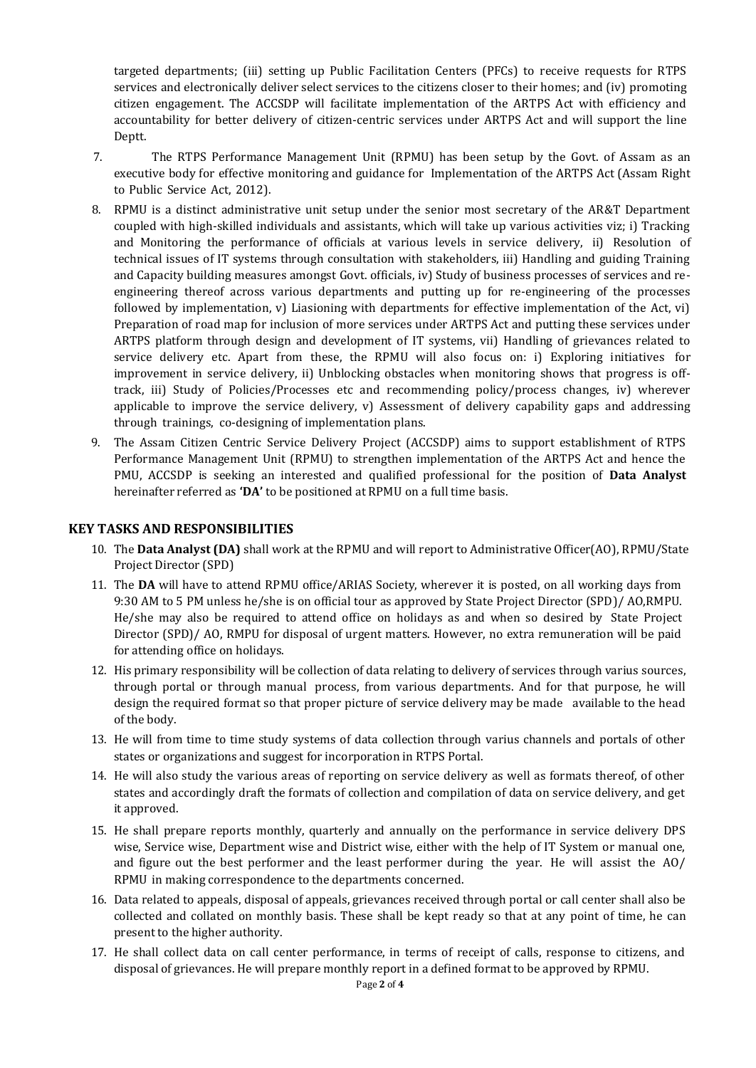targeted departments; (iii) setting up Public Facilitation Centers (PFCs) to receive requests for RTPS services and electronically deliver select services to the citizens closer to their homes; and (iv) promoting citizen engagement. The ACCSDP will facilitate implementation of the ARTPS Act with efficiency and accountability for better delivery of citizen-centric services under ARTPS Act and will support the line Deptt.

7. The RTPS Performance Management Unit (RPMU) has been setup by the Govt. of Assam as an executive body for effective monitoring and guidance for Implementation of the ARTPS Act (Assam Right to Public Service Act, 2012).

8. RPMU is a distinct administrative unit setup under the senior most secretary of the AR&T Department coupled with high-skilled individuals and assistants, which will take up various activities viz; i) Tracking and Monitoring the performance of officials at various levels in service delivery, ii) Resolution of technical issues of IT systems through consultation with stakeholders, iii) Handling and guiding Training and Capacity building measures amongst Govt. officials, iv) Study of business processes of services and re-engineering thereof across various departments and putting up for re-engineering of the processes followed by implementation, v) Liasioning with departments for effective implementation of the Act, vi) Preparation of road map for inclusion of more services under ARTPS Act and putting these services under ARTPS platform through design and development of IT systems, vii) Handling of grievances related to service delivery etc. Apart from these, the RPMU will also focus on: i) Exploring initiatives for improvement in service delivery, ii) Unblocking obstacles when monitoring shows that progress is off-track, iii) Study of Policies/Processes etc and recommending policy/process changes, iv) wherever applicable to improve the service delivery, v) Assessment of delivery capability gaps and addressing through trainings, co-designing of implementation plans.

9. The Assam Citizen Centric Service Delivery Project (ACCSDP) aims to support establishment of RTPS Performance Management Unit (RPMU) to strengthen implementation of the ARTPS Act and hence the PMU, ACCSDP is seeking an interested and qualified professional for the position of **Data Analyst** hereinafter referred as **'DA'** to be positioned at RPMU on a full time basis.

## KEY TASKS AND RESPONSIBILITIES

10. The **Data Analyst (DA)** shall work at the RPMU and will report to Administrative Officer(AO), RPMU/State Project Director (SPD)

11. The **DA** will have to attend RPMU office/ARIAS Society, wherever it is posted, on all working days from 9:30 AM to 5 PM unless he/she is on official tour as approved by State Project Director (SPD)/ AO,RMPU. He/she may also be required to attend office on holidays as and when so desired by State Project Director (SPD)/ AO, RMPU for disposal of urgent matters. However, no extra remuneration will be paid for attending office on holidays.

12. His primary responsibility will be collection of data relating to delivery of services through varius sources, through portal or through manual process, from various departments. And for that purpose, he will design the required format so that proper picture of service delivery may be made available to the head of the body.

13. He will from time to time study systems of data collection through varius channels and portals of other states or organizations and suggest for incorporation in RTPS Portal.

14. He will also study the various areas of reporting on service delivery as well as formats thereof, of other states and accordingly draft the formats of collection and compilation of data on service delivery, and get it approved.

15. He shall prepare reports monthly, quarterly and annually on the performance in service delivery DPS wise, Service wise, Department wise and District wise, either with the help of IT System or manual one, and figure out the best performer and the least performer during the year. He will assist the AO/ RPMU in making correspondence to the departments concerned.

16. Data related to appeals, disposal of appeals, grievances received through portal or call center shall also be collected and collated on monthly basis. These shall be kept ready so that at any point of time, he can present to the higher authority.

17. He shall collect data on call center performance, in terms of receipt of calls, response to citizens, and disposal of grievances. He will prepare monthly report in a defined format to be approved by RPMU.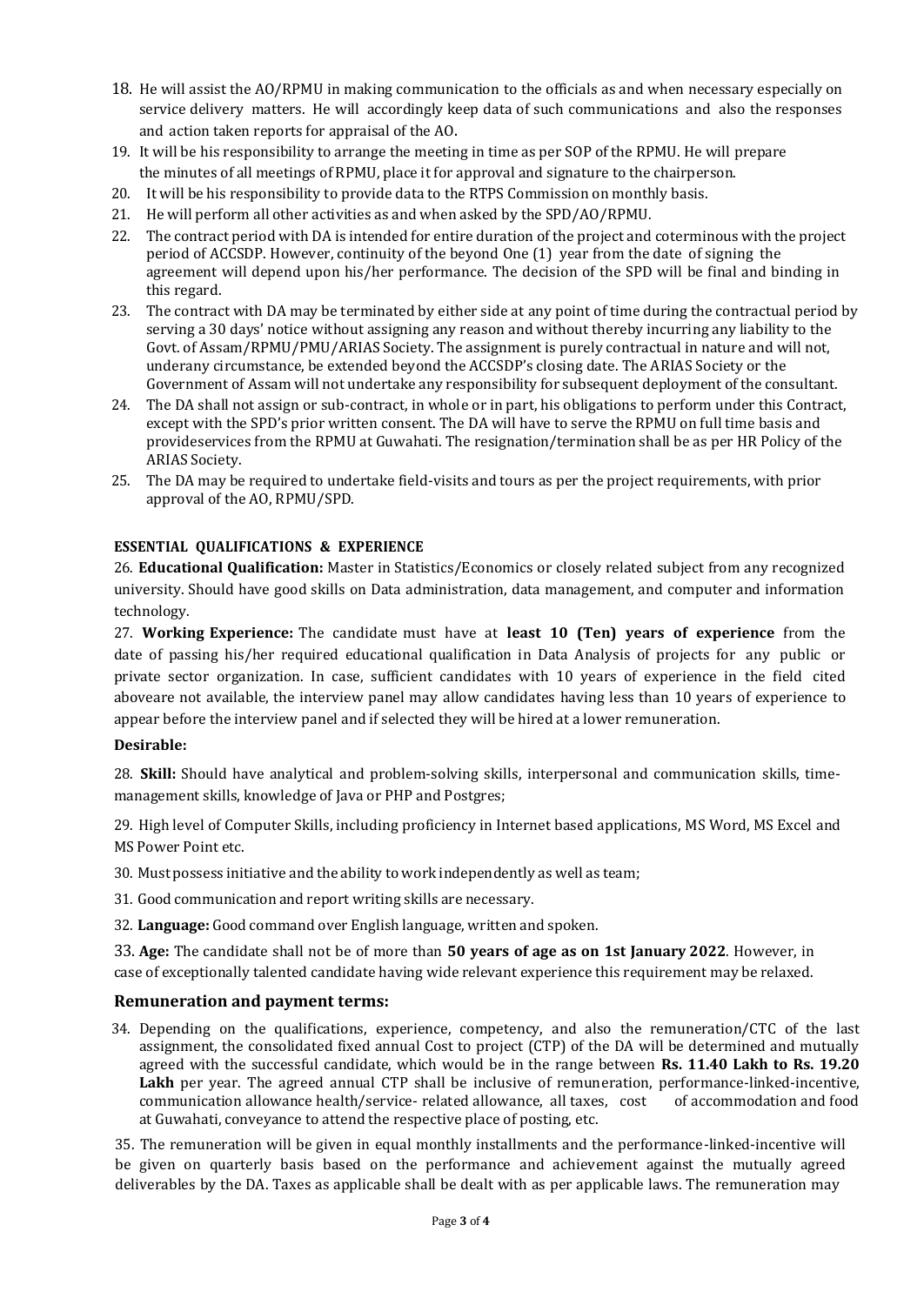18. He will assist the AO/RPMU in making communication to the officials as and when necessary especially on service delivery matters. He will accordingly keep data of such communications and also the responses and action taken reports for appraisal of the AO.
19. It will be his responsibility to arrange the meeting in time as per SOP of the RPMU. He will prepare the minutes of all meetings of RPMU, place it for approval and signature to the chairperson.
20. It will be his responsibility to provide data to the RTPS Commission on monthly basis.
21. He will perform all other activities as and when asked by the SPD/AO/RPMU.
22. The contract period with DA is intended for entire duration of the project and coterminous with the project period of ACCSDP. However, continuity of the beyond One (1) year from the date of signing the agreement will depend upon his/her performance. The decision of the SPD will be final and binding in this regard.
23. The contract with DA may be terminated by either side at any point of time during the contractual period by serving a 30 days' notice without assigning any reason and without thereby incurring any liability to the Govt. of Assam/RPMU/PMU/ARIAS Society. The assignment is purely contractual in nature and will not, underany circumstance, be extended beyond the ACCSDP's closing date. The ARIAS Society or the Government of Assam will not undertake any responsibility for subsequent deployment of the consultant.
24. The DA shall not assign or sub-contract, in whole or in part, his obligations to perform under this Contract, except with the SPD's prior written consent. The DA will have to serve the RPMU on full time basis and provideservices from the RPMU at Guwahati. The resignation/termination shall be as per HR Policy of the ARIAS Society.
25. The DA may be required to undertake field-visits and tours as per the project requirements, with prior approval of the AO, RPMU/SPD.

**ESSENTIAL QUALIFICATIONS & EXPERIENCE**

26. **Educational Qualification:** Master in Statistics/Economics or closely related subject from any recognized university. Should have good skills on Data administration, data management, and computer and information technology.

27. **Working Experience:** The candidate must have at **least 10 (Ten) years of experience** from the date of passing his/her required educational qualification in Data Analysis of projects for any public or private sector organization. In case, sufficient candidates with 10 years of experience in the field cited aboveare not available, the interview panel may allow candidates having less than 10 years of experience to appear before the interview panel and if selected they will be hired at a lower remuneration.

**Desirable:**

28. **Skill:** Should have analytical and problem-solving skills, interpersonal and communication skills, time-management skills, knowledge of Java or PHP and Postgres;

29. High level of Computer Skills, including proficiency in Internet based applications, MS Word, MS Excel and MS Power Point etc.

30. Must possess initiative and the ability to work independently as well as team;

31. Good communication and report writing skills are necessary.

32. **Language:** Good command over English language, written and spoken.

33. **Age:** The candidate shall not be of more than **50 years of age as on 1st January 2022**. However, in case of exceptionally talented candidate having wide relevant experience this requirement may be relaxed.

### Remuneration and payment terms:

34. Depending on the qualifications, experience, competency, and also the remuneration/CTC of the last assignment, the consolidated fixed annual Cost to project (CTP) of the DA will be determined and mutually agreed with the successful candidate, which would be in the range between **Rs. 11.40 Lakh to Rs. 19.20 Lakh** per year. The agreed annual CTP shall be inclusive of remuneration, performance-linked-incentive, communication allowance health/service- related allowance, all taxes, cost of accommodation and food at Guwahati, conveyance to attend the respective place of posting, etc.

35. The remuneration will be given in equal monthly installments and the performance-linked-incentive will be given on quarterly basis based on the performance and achievement against the mutually agreed deliverables by the DA. Taxes as applicable shall be dealt with as per applicable laws. The remuneration may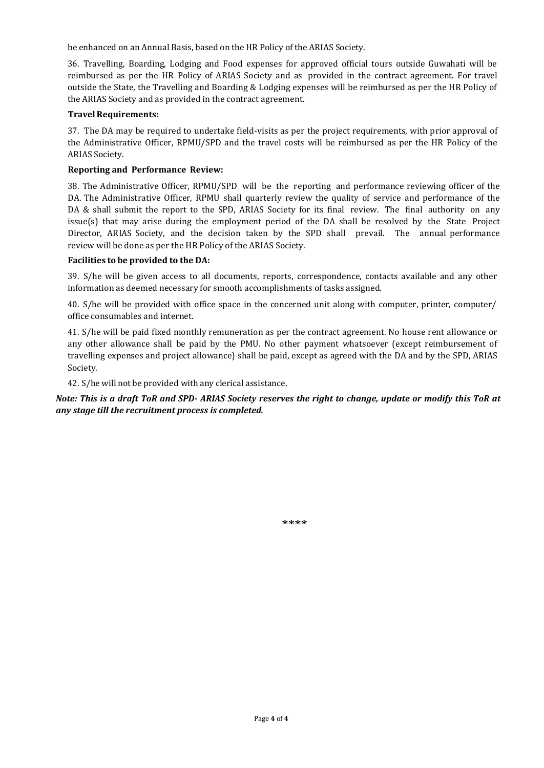be enhanced on an Annual Basis, based on the HR Policy of the ARIAS Society.

36. Travelling, Boarding, Lodging and Food expenses for approved official tours outside Guwahati will be reimbursed as per the HR Policy of ARIAS Society and as provided in the contract agreement. For travel outside the State, the Travelling and Boarding & Lodging expenses will be reimbursed as per the HR Policy of the ARIAS Society and as provided in the contract agreement.

**Travel Requirements:**

37. The DA may be required to undertake field-visits as per the project requirements, with prior approval of the Administrative Officer, RPMU/SPD and the travel costs will be reimbursed as per the HR Policy of the ARIAS Society.

**Reporting and Performance Review:**

38. The Administrative Officer, RPMU/SPD will be the reporting and performance reviewing officer of the DA. The Administrative Officer, RPMU shall quarterly review the quality of service and performance of the DA & shall submit the report to the SPD, ARIAS Society for its final review. The final authority on any issue(s) that may arise during the employment period of the DA shall be resolved by the State Project Director, ARIAS Society, and the decision taken by the SPD shall prevail. The annual performance review will be done as per the HR Policy of the ARIAS Society.

**Facilities to be provided to the DA:**

39. S/he will be given access to all documents, reports, correspondence, contacts available and any other information as deemed necessary for smooth accomplishments of tasks assigned.

40. S/he will be provided with office space in the concerned unit along with computer, printer, computer/ office consumables and internet.

41. S/he will be paid fixed monthly remuneration as per the contract agreement. No house rent allowance or any other allowance shall be paid by the PMU. No other payment whatsoever (except reimbursement of travelling expenses and project allowance) shall be paid, except as agreed with the DA and by the SPD, ARIAS Society.

42. S/he will not be provided with any clerical assistance.

***Note: This is a draft ToR and SPD- ARIAS Society reserves the right to change, update or modify this ToR at any stage till the recruitment process is completed.***

****